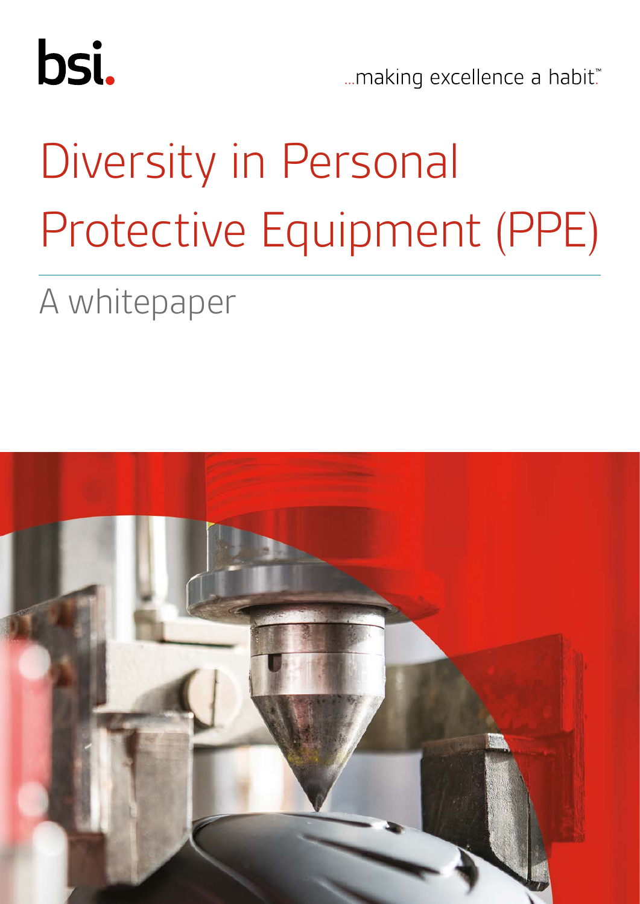bsi.

...making excellence a habit.™

# Diversity in Personal Protective Equipment (PPE)

## A whitepaper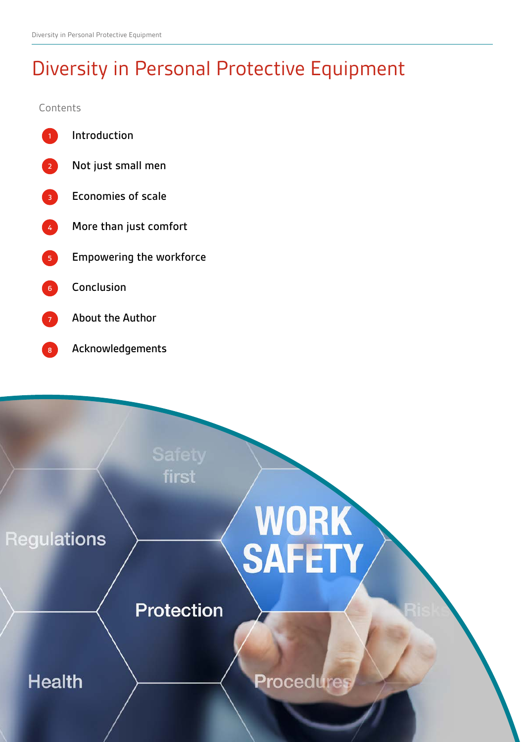# Diversity in Personal Protective Equipment

Contents

1. Introduction
2. Not just small men
3. Economies of scale
4. More than just comfort
5. Empowering the workforce
6. Conclusion
7. About the Author
8. Acknowledgements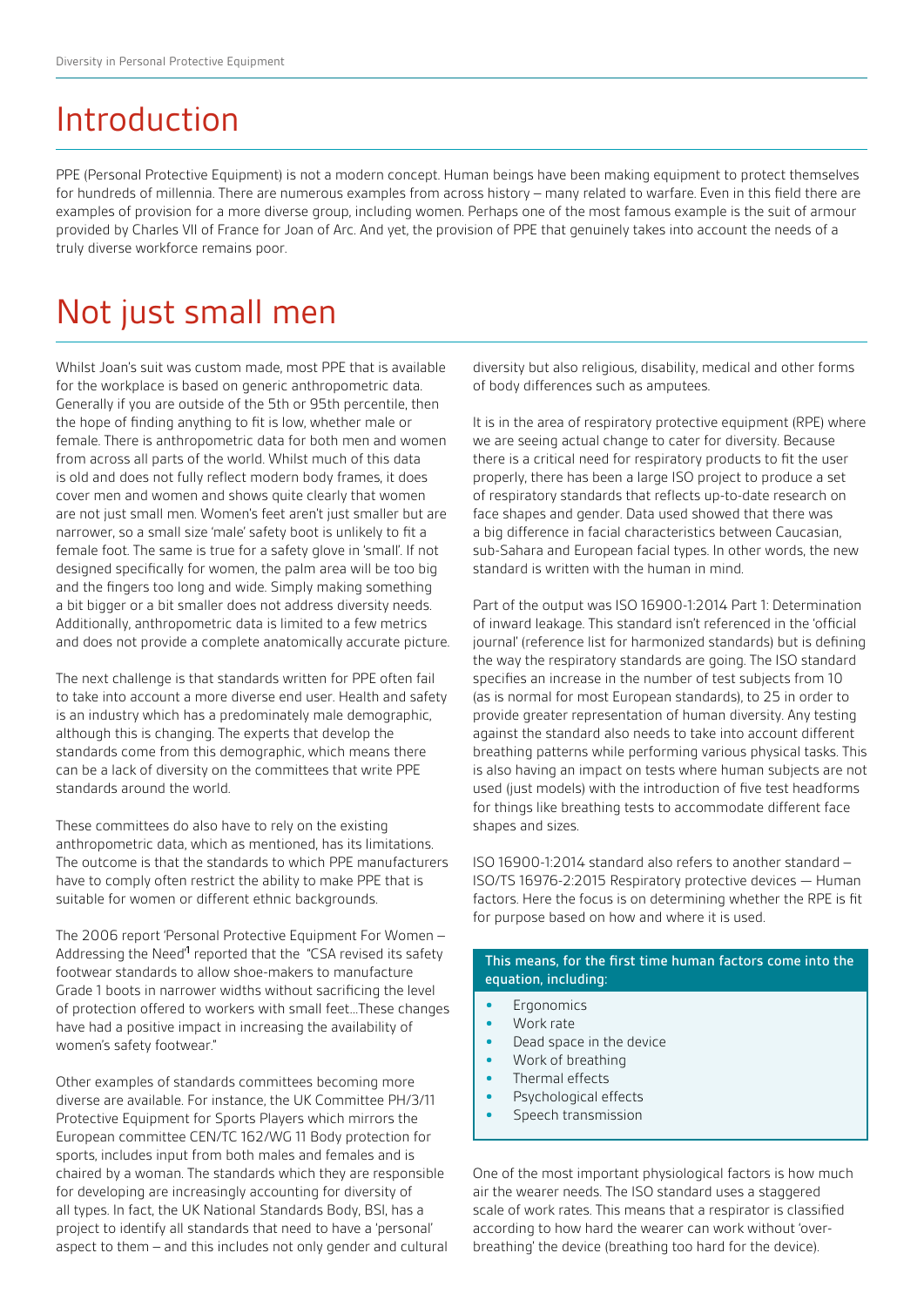# Introduction

PPE (Personal Protective Equipment) is not a modern concept. Human beings have been making equipment to protect themselves for hundreds of millennia. There are numerous examples from across history – many related to warfare. Even in this field there are examples of provision for a more diverse group, including women. Perhaps one of the most famous example is the suit of armour provided by Charles VII of France for Joan of Arc. And yet, the provision of PPE that genuinely takes into account the needs of a truly diverse workforce remains poor.

# Not just small men

Whilst Joan's suit was custom made, most PPE that is available for the workplace is based on generic anthropometric data. Generally if you are outside of the 5th or 95th percentile, then the hope of finding anything to fit is low, whether male or female. There is anthropometric data for both men and women from across all parts of the world. Whilst much of this data is old and does not fully reflect modern body frames, it does cover men and women and shows quite clearly that women are not just small men. Women's feet aren't just smaller but are narrower, so a small size 'male' safety boot is unlikely to fit a female foot. The same is true for a safety glove in 'small'. If not designed specifically for women, the palm area will be too big and the fingers too long and wide. Simply making something a bit bigger or a bit smaller does not address diversity needs. Additionally, anthropometric data is limited to a few metrics and does not provide a complete anatomically accurate picture.

The next challenge is that standards written for PPE often fail to take into account a more diverse end user. Health and safety is an industry which has a predominately male demographic, although this is changing. The experts that develop the standards come from this demographic, which means there can be a lack of diversity on the committees that write PPE standards around the world.

These committees do also have to rely on the existing anthropometric data, which as mentioned, has its limitations. The outcome is that the standards to which PPE manufacturers have to comply often restrict the ability to make PPE that is suitable for women or different ethnic backgrounds.

The 2006 report 'Personal Protective Equipment For Women – Addressing the Need'[1] reported that the "CSA revised its safety footwear standards to allow shoe-makers to manufacture Grade 1 boots in narrower widths without sacrificing the level of protection offered to workers with small feet...These changes have had a positive impact in increasing the availability of women's safety footwear."

Other examples of standards committees becoming more diverse are available. For instance, the UK Committee PH/3/11 Protective Equipment for Sports Players which mirrors the European committee CEN/TC 162/WG 11 Body protection for sports, includes input from both males and females and is chaired by a woman. The standards which they are responsible for developing are increasingly accounting for diversity of all types. In fact, the UK National Standards Body, BSI, has a project to identify all standards that need to have a 'personal' aspect to them – and this includes not only gender and cultural diversity but also religious, disability, medical and other forms of body differences such as amputees.

It is in the area of respiratory protective equipment (RPE) where we are seeing actual change to cater for diversity. Because there is a critical need for respiratory products to fit the user properly, there has been a large ISO project to produce a set of respiratory standards that reflects up-to-date research on face shapes and gender. Data used showed that there was a big difference in facial characteristics between Caucasian, sub-Sahara and European facial types. In other words, the new standard is written with the human in mind.

Part of the output was ISO 16900-1:2014 Part 1: Determination of inward leakage. This standard isn't referenced in the 'official journal' (reference list for harmonized standards) but is defining the way the respiratory standards are going. The ISO standard specifies an increase in the number of test subjects from 10 (as is normal for most European standards), to 25 in order to provide greater representation of human diversity. Any testing against the standard also needs to take into account different breathing patterns while performing various physical tasks. This is also having an impact on tests where human subjects are not used (just models) with the introduction of five test headforms for things like breathing tests to accommodate different face shapes and sizes.

ISO 16900-1:2014 standard also refers to another standard – ISO/TS 16976-2:2015 Respiratory protective devices — Human factors. Here the focus is on determining whether the RPE is fit for purpose based on how and where it is used.

**This means, for the first time human factors come into the equation, including:**

- Ergonomics
- Work rate
- Dead space in the device
- Work of breathing
- Thermal effects
- Psychological effects
- Speech transmission

One of the most important physiological factors is how much air the wearer needs. The ISO standard uses a staggered scale of work rates. This means that a respirator is classified according to how hard the wearer can work without 'over-breathing' the device (breathing too hard for the device).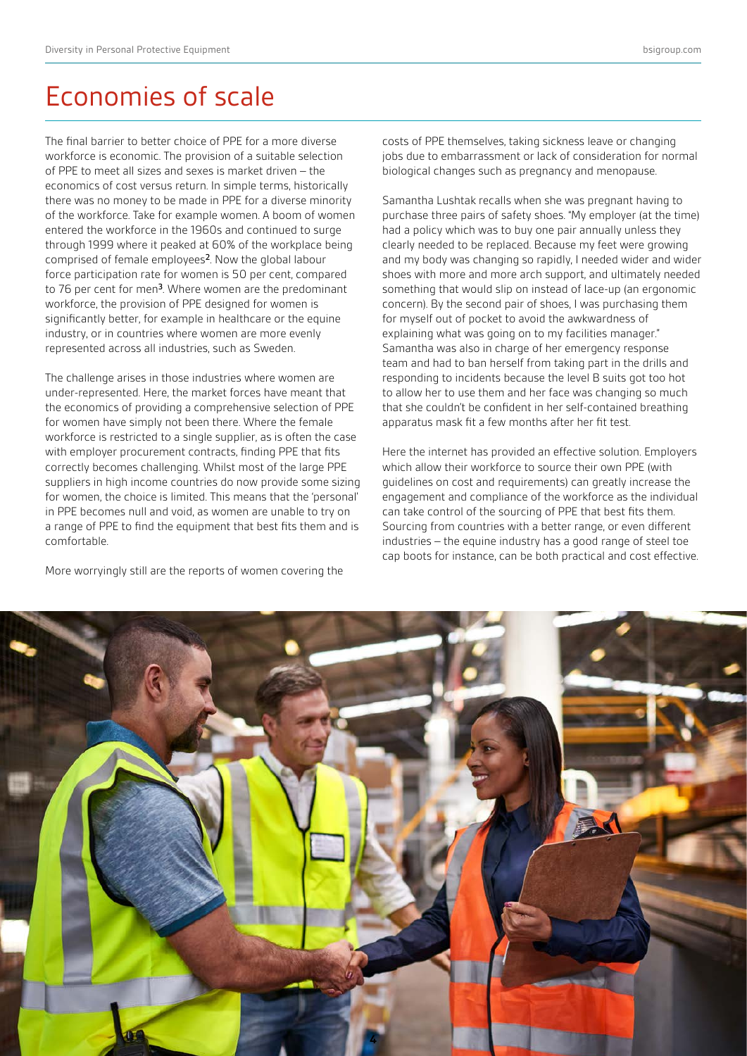# Economies of scale

The final barrier to better choice of PPE for a more diverse workforce is economic. The provision of a suitable selection of PPE to meet all sizes and sexes is market driven – the economics of cost versus return. In simple terms, historically there was no money to be made in PPE for a diverse minority of the workforce. Take for example women. A boom of women entered the workforce in the 1960s and continued to surge through 1999 where it peaked at 60% of the workplace being comprised of female employees[2]. Now the global labour force participation rate for women is 50 per cent, compared to 76 per cent for men[3]. Where women are the predominant workforce, the provision of PPE designed for women is significantly better, for example in healthcare or the equine industry, or in countries where women are more evenly represented across all industries, such as Sweden.

The challenge arises in those industries where women are under-represented. Here, the market forces have meant that the economics of providing a comprehensive selection of PPE for women have simply not been there. Where the female workforce is restricted to a single supplier, as is often the case with employer procurement contracts, finding PPE that fits correctly becomes challenging. Whilst most of the large PPE suppliers in high income countries do now provide some sizing for women, the choice is limited. This means that the 'personal' in PPE becomes null and void, as women are unable to try on a range of PPE to find the equipment that best fits them and is comfortable.

More worryingly still are the reports of women covering the costs of PPE themselves, taking sickness leave or changing jobs due to embarrassment or lack of consideration for normal biological changes such as pregnancy and menopause.

Samantha Lushtak recalls when she was pregnant having to purchase three pairs of safety shoes. "My employer (at the time) had a policy which was to buy one pair annually unless they clearly needed to be replaced. Because my feet were growing and my body was changing so rapidly, I needed wider and wider shoes with more and more arch support, and ultimately needed something that would slip on instead of lace-up (an ergonomic concern). By the second pair of shoes, I was purchasing them for myself out of pocket to avoid the awkwardness of explaining what was going on to my facilities manager." Samantha was also in charge of her emergency response team and had to ban herself from taking part in the drills and responding to incidents because the level B suits got too hot to allow her to use them and her face was changing so much that she couldn't be confident in her self-contained breathing apparatus mask fit a few months after her fit test.

Here the internet has provided an effective solution. Employers which allow their workforce to source their own PPE (with guidelines on cost and requirements) can greatly increase the engagement and compliance of the workforce as the individual can take control of the sourcing of PPE that best fits them. Sourcing from countries with a better range, or even different industries – the equine industry has a good range of steel toe cap boots for instance, can be both practical and cost effective.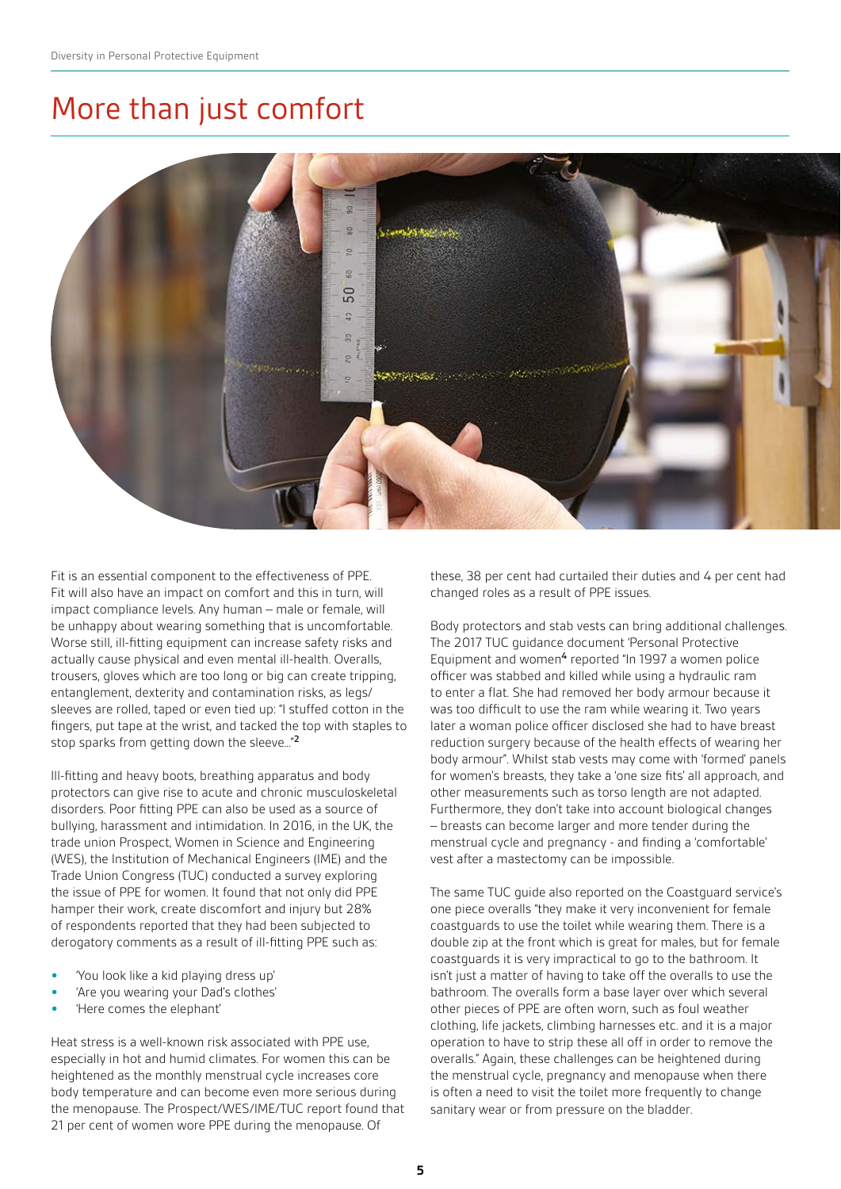# More than just comfort

Fit is an essential component to the effectiveness of PPE. Fit will also have an impact on comfort and this in turn, will impact compliance levels. Any human – male or female, will be unhappy about wearing something that is uncomfortable. Worse still, ill-fitting equipment can increase safety risks and actually cause physical and even mental ill-health. Overalls, trousers, gloves which are too long or big can create tripping, entanglement, dexterity and contamination risks, as legs/sleeves are rolled, taped or even tied up: "I stuffed cotton in the fingers, put tape at the wrist, and tacked the top with staples to stop sparks from getting down the sleeve..."[2]

Ill-fitting and heavy boots, breathing apparatus and body protectors can give rise to acute and chronic musculoskeletal disorders. Poor fitting PPE can also be used as a source of bullying, harassment and intimidation. In 2016, in the UK, the trade union Prospect, Women in Science and Engineering (WES), the Institution of Mechanical Engineers (IME) and the Trade Union Congress (TUC) conducted a survey exploring the issue of PPE for women. It found that not only did PPE hamper their work, create discomfort and injury but 28% of respondents reported that they had been subjected to derogatory comments as a result of ill-fitting PPE such as:

- 'You look like a kid playing dress up'
- 'Are you wearing your Dad's clothes'
- 'Here comes the elephant'

Heat stress is a well-known risk associated with PPE use, especially in hot and humid climates. For women this can be heightened as the monthly menstrual cycle increases core body temperature and can become even more serious during the menopause. The Prospect/WES/IME/TUC report found that 21 per cent of women wore PPE during the menopause. Of these, 38 per cent had curtailed their duties and 4 per cent had changed roles as a result of PPE issues.

Body protectors and stab vests can bring additional challenges. The 2017 TUC guidance document 'Personal Protective Equipment and women[4] reported "In 1997 a women police officer was stabbed and killed while using a hydraulic ram to enter a flat. She had removed her body armour because it was too difficult to use the ram while wearing it. Two years later a woman police officer disclosed she had to have breast reduction surgery because of the health effects of wearing her body armour". Whilst stab vests may come with 'formed' panels for women's breasts, they take a 'one size fits' all approach, and other measurements such as torso length are not adapted. Furthermore, they don't take into account biological changes – breasts can become larger and more tender during the menstrual cycle and pregnancy - and finding a 'comfortable' vest after a mastectomy can be impossible.

The same TUC guide also reported on the Coastguard service's one piece overalls "they make it very inconvenient for female coastguards to use the toilet while wearing them. There is a double zip at the front which is great for males, but for female coastguards it is very impractical to go to the bathroom. It isn't just a matter of having to take off the overalls to use the bathroom. The overalls form a base layer over which several other pieces of PPE are often worn, such as foul weather clothing, life jackets, climbing harnesses etc. and it is a major operation to have to strip these all off in order to remove the overalls." Again, these challenges can be heightened during the menstrual cycle, pregnancy and menopause when there is often a need to visit the toilet more frequently to change sanitary wear or from pressure on the bladder.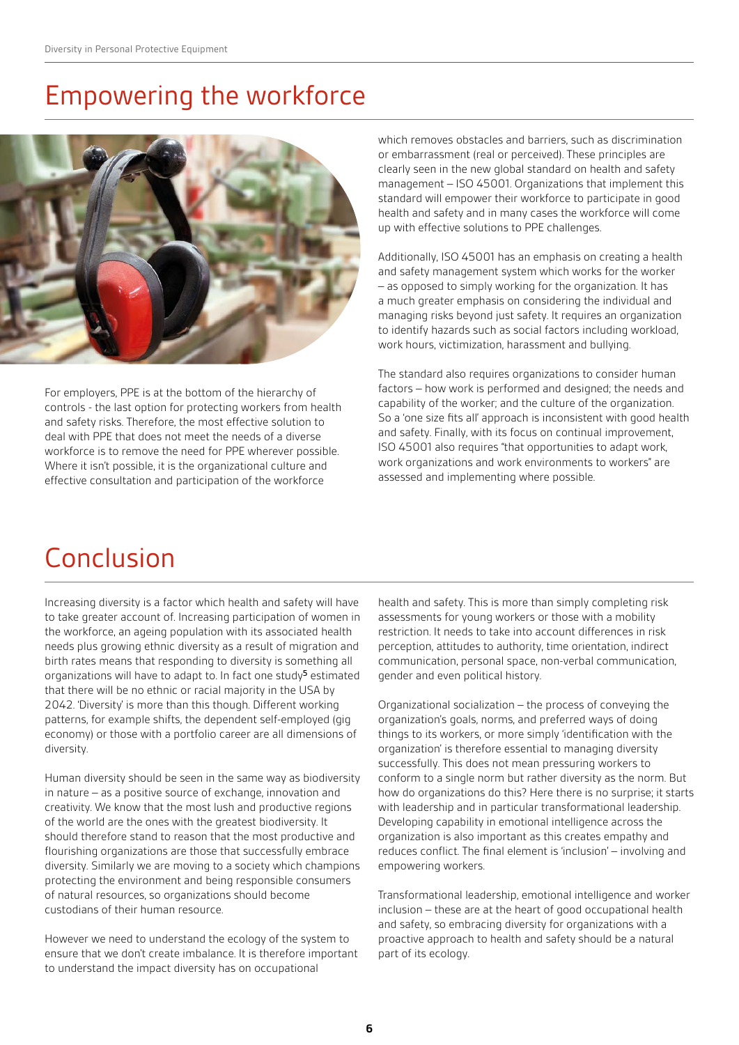# Empowering the workforce

For employers, PPE is at the bottom of the hierarchy of controls - the last option for protecting workers from health and safety risks. Therefore, the most effective solution to deal with PPE that does not meet the needs of a diverse workforce is to remove the need for PPE wherever possible. Where it isn't possible, it is the organizational culture and effective consultation and participation of the workforce which removes obstacles and barriers, such as discrimination or embarrassment (real or perceived). These principles are clearly seen in the new global standard on health and safety management – ISO 45001. Organizations that implement this standard will empower their workforce to participate in good health and safety and in many cases the workforce will come up with effective solutions to PPE challenges.

Additionally, ISO 45001 has an emphasis on creating a health and safety management system which works for the worker – as opposed to simply working for the organization. It has a much greater emphasis on considering the individual and managing risks beyond just safety. It requires an organization to identify hazards such as social factors including workload, work hours, victimization, harassment and bullying.

The standard also requires organizations to consider human factors – how work is performed and designed; the needs and capability of the worker; and the culture of the organization. So a 'one size fits all' approach is inconsistent with good health and safety. Finally, with its focus on continual improvement, ISO 45001 also requires "that opportunities to adapt work, work organizations and work environments to workers" are assessed and implementing where possible.

# Conclusion

Increasing diversity is a factor which health and safety will have to take greater account of. Increasing participation of women in the workforce, an ageing population with its associated health needs plus growing ethnic diversity as a result of migration and birth rates means that responding to diversity is something all organizations will have to adapt to. In fact one study[5] estimated that there will be no ethnic or racial majority in the USA by 2042. 'Diversity' is more than this though. Different working patterns, for example shifts, the dependent self-employed (gig economy) or those with a portfolio career are all dimensions of diversity.

Human diversity should be seen in the same way as biodiversity in nature – as a positive source of exchange, innovation and creativity. We know that the most lush and productive regions of the world are the ones with the greatest biodiversity. It should therefore stand to reason that the most productive and flourishing organizations are those that successfully embrace diversity. Similarly we are moving to a society which champions protecting the environment and being responsible consumers of natural resources, so organizations should become custodians of their human resource.

However we need to understand the ecology of the system to ensure that we don't create imbalance. It is therefore important to understand the impact diversity has on occupational health and safety. This is more than simply completing risk assessments for young workers or those with a mobility restriction. It needs to take into account differences in risk perception, attitudes to authority, time orientation, indirect communication, personal space, non-verbal communication, gender and even political history.

Organizational socialization – the process of conveying the organization's goals, norms, and preferred ways of doing things to its workers, or more simply 'identification with the organization' is therefore essential to managing diversity successfully. This does not mean pressuring workers to conform to a single norm but rather diversity as the norm. But how do organizations do this? Here there is no surprise; it starts with leadership and in particular transformational leadership. Developing capability in emotional intelligence across the organization is also important as this creates empathy and reduces conflict. The final element is 'inclusion' – involving and empowering workers.

Transformational leadership, emotional intelligence and worker inclusion – these are at the heart of good occupational health and safety, so embracing diversity for organizations with a proactive approach to health and safety should be a natural part of its ecology.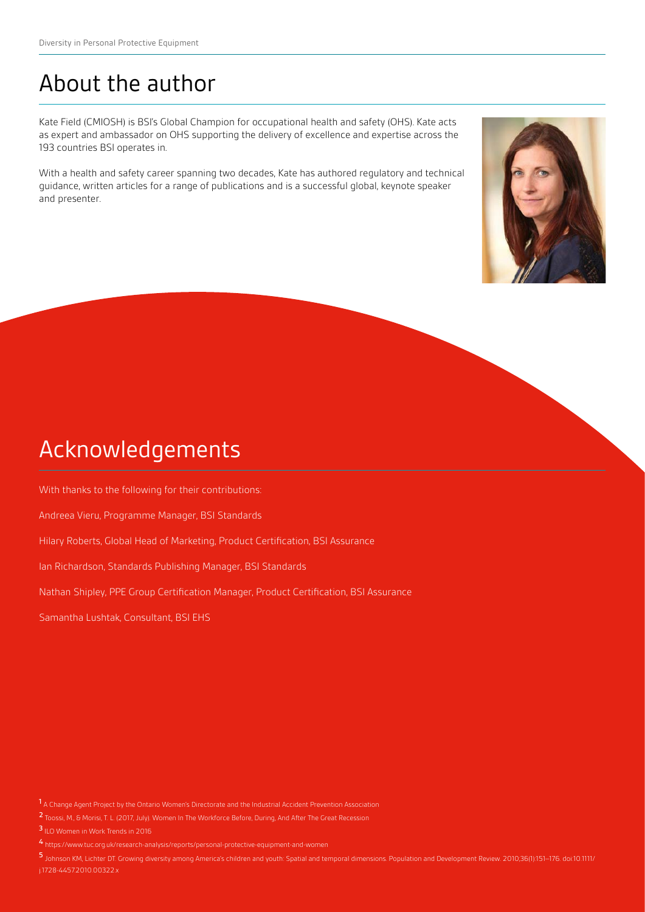# About the author

Kate Field (CMIOSH) is BSI's Global Champion for occupational health and safety (OHS). Kate acts as expert and ambassador on OHS supporting the delivery of excellence and expertise across the 193 countries BSI operates in.

With a health and safety career spanning two decades, Kate has authored regulatory and technical guidance, written articles for a range of publications and is a successful global, keynote speaker and presenter.

# Acknowledgements

With thanks to the following for their contributions:

Andreea Vieru, Programme Manager, BSI Standards

Hilary Roberts, Global Head of Marketing, Product Certification, BSI Assurance

Ian Richardson, Standards Publishing Manager, BSI Standards

Nathan Shipley, PPE Group Certification Manager, Product Certification, BSI Assurance

Samantha Lushtak, Consultant, BSI EHS

[1] A Change Agent Project by the Ontario Women's Directorate and the Industrial Accident Prevention Association

[2] Toossi, M., & Morisi, T. L. (2017, July). Women In The Workforce Before, During, And After The Great Recession

[3] ILO Women in Work Trends in 2016

[4] https://www.tuc.org.uk/research-analysis/reports/personal-protective-equipment-and-women

[5] Johnson KM, Lichter DT. Growing diversity among America's children and youth: Spatial and temporal dimensions. Population and Development Review. 2010;36(1):151–176. doi:10.1111/j.1728-4457.2010.00322.x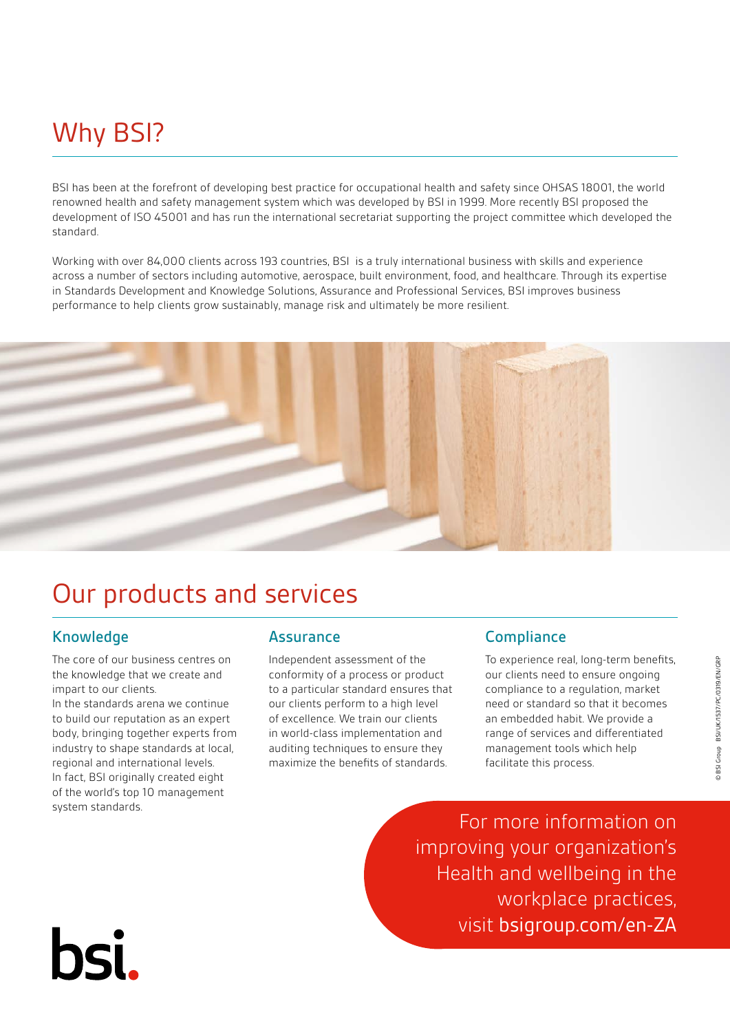# Why BSI?

BSI has been at the forefront of developing best practice for occupational health and safety since OHSAS 18001, the world renowned health and safety management system which was developed by BSI in 1999. More recently BSI proposed the development of ISO 45001 and has run the international secretariat supporting the project committee which developed the standard.

Working with over 84,000 clients across 193 countries, BSI is a truly international business with skills and experience across a number of sectors including automotive, aerospace, built environment, food, and healthcare. Through its expertise in Standards Development and Knowledge Solutions, Assurance and Professional Services, BSI improves business performance to help clients grow sustainably, manage risk and ultimately be more resilient.

# Our products and services

## Knowledge

The core of our business centres on the knowledge that we create and impart to our clients.
In the standards arena we continue to build our reputation as an expert body, bringing together experts from industry to shape standards at local, regional and international levels.
In fact, BSI originally created eight of the world's top 10 management system standards.

## Assurance

Independent assessment of the conformity of a process or product to a particular standard ensures that our clients perform to a high level of excellence. We train our clients in world-class implementation and auditing techniques to ensure they maximize the benefits of standards.

## Compliance

To experience real, long-term benefits, our clients need to ensure ongoing compliance to a regulation, market need or standard so that it becomes an embedded habit. We provide a range of services and differentiated management tools which help facilitate this process.

For more information on improving your organization's Health and wellbeing in the workplace practices, visit bsigroup.com/en-ZA

bsi.

© BSI Group BSI/UK/1537/PC/0319/EN/GRP